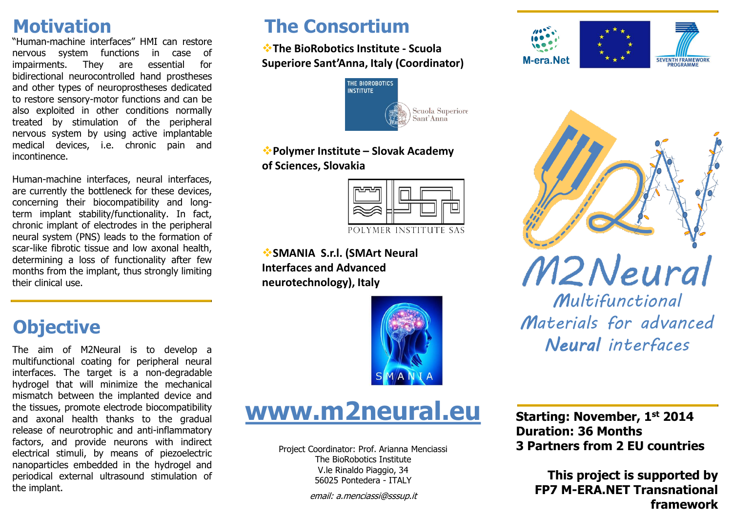# Motivation

"Human-machine interfaces" HMI can restore nervous system functions in case of impairments. They are essential for bidirectional neurocontrolled hand prostheses and other types of neuroprostheses dedicated to restore sensory-motor functions and can be also exploited in other conditions normally treated by stimulation of the peripheral nervous system by using active implantable medical devices, i.e. chronic pain and incontinence.

Human-machine interfaces, neural interfaces, are currently the bottleneck for these devices, concerning their biocompatibility and long-term implant stability/functionality. In fact, chronic implant of electrodes in the peripheral neural system (PNS) leads to the formation of scar-like fibrotic tissue and low axonal health, determining a loss of functionality after few months from the implant, thus strongly limiting their clinical use.

# Objective

The aim of M2Neural is to develop a multifunctional coating for peripheral neural interfaces. The target is a non-degradable hydrogel that will minimize the mechanical mismatch between the implanted device and the tissues, promote electrode biocompatibility and axonal health thanks to the gradual release of neurotrophic and anti-inflammatory factors, and provide neurons with indirect electrical stimuli, by means of piezoelectric nanoparticles embedded in the hydrogel and periodical external ultrasound stimulation of the implant.

# The Consortium

- **The BioRobotics Institute - Scuola Superiore Sant'Anna, Italy (Coordinator)**

THE BIOROBOTICS INSTITUTE — Scuola Superiore Sant'Anna

- **Polymer Institute – Slovak Academy of Sciences, Slovakia**

POLYMER INSTITUTE SAS

- **SMANIA S.r.l. (SMArt Neural Interfaces and Advanced neurotechnology), Italy**

SMANIA

## www.m2neural.eu

Project Coordinator: Prof. Arianna Menciassi
The BioRobotics Institute
V.le Rinaldo Piaggio, 34
56025 Pontedera - ITALY

*email: a.menciassi@sssup.it*

M-era.Net — SEVENTH FRAMEWORK PROGRAMME

# M2Neural

## Multifunctional Materials for advanced Neural interfaces

**Starting: November, 1st 2014**
**Duration: 36 Months**
**3 Partners from 2 EU countries**

**This project is supported by FP7 M-ERA.NET Transnational framework**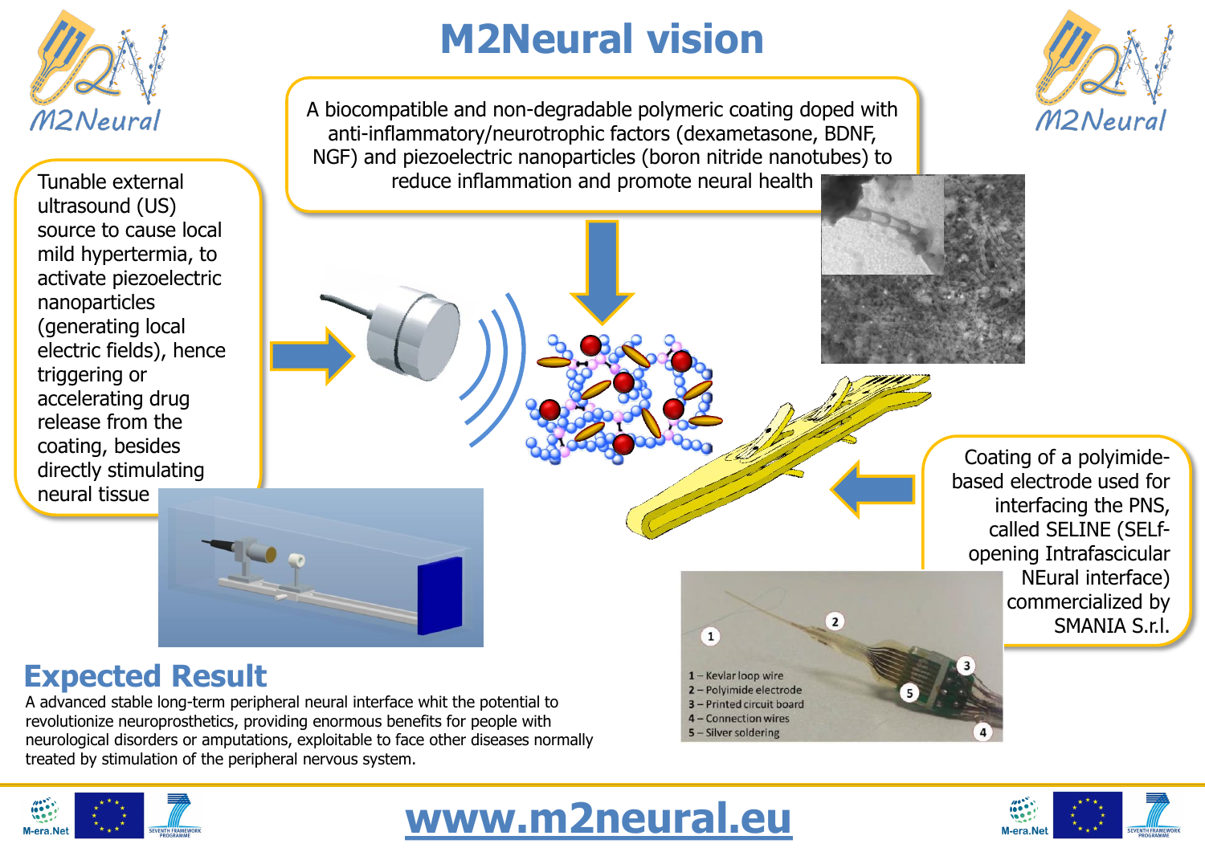# M2Neural vision

A biocompatible and non-degradable polymeric coating doped with anti-inflammatory/neurotrophic factors (dexametasone, BDNF, NGF) and piezoelectric nanoparticles (boron nitride nanotubes) to reduce inflammation and promote neural health

Tunable external ultrasound (US) source to cause local mild hypertermia, to activate piezoelectric nanoparticles (generating local electric fields), hence triggering or accelerating drug release from the coating, besides directly stimulating neural tissue

Coating of a polyimide-based electrode used for interfacing the PNS, called SELINE (SELf-opening Intrafascicular NEural interface) commercialized by SMANIA S.r.l.

1 – Kevlar loop wire
2 – Polyimide electrode
3 – Printed circuit board
4 – Connection wires
5 – Silver soldering

## Expected Result

A advanced stable long-term peripheral neural interface whit the potential to revolutionize neuroprosthetics, providing enormous benefits for people with neurological disorders or amputations, exploitable to face other diseases normally treated by stimulation of the peripheral nervous system.

www.m2neural.eu